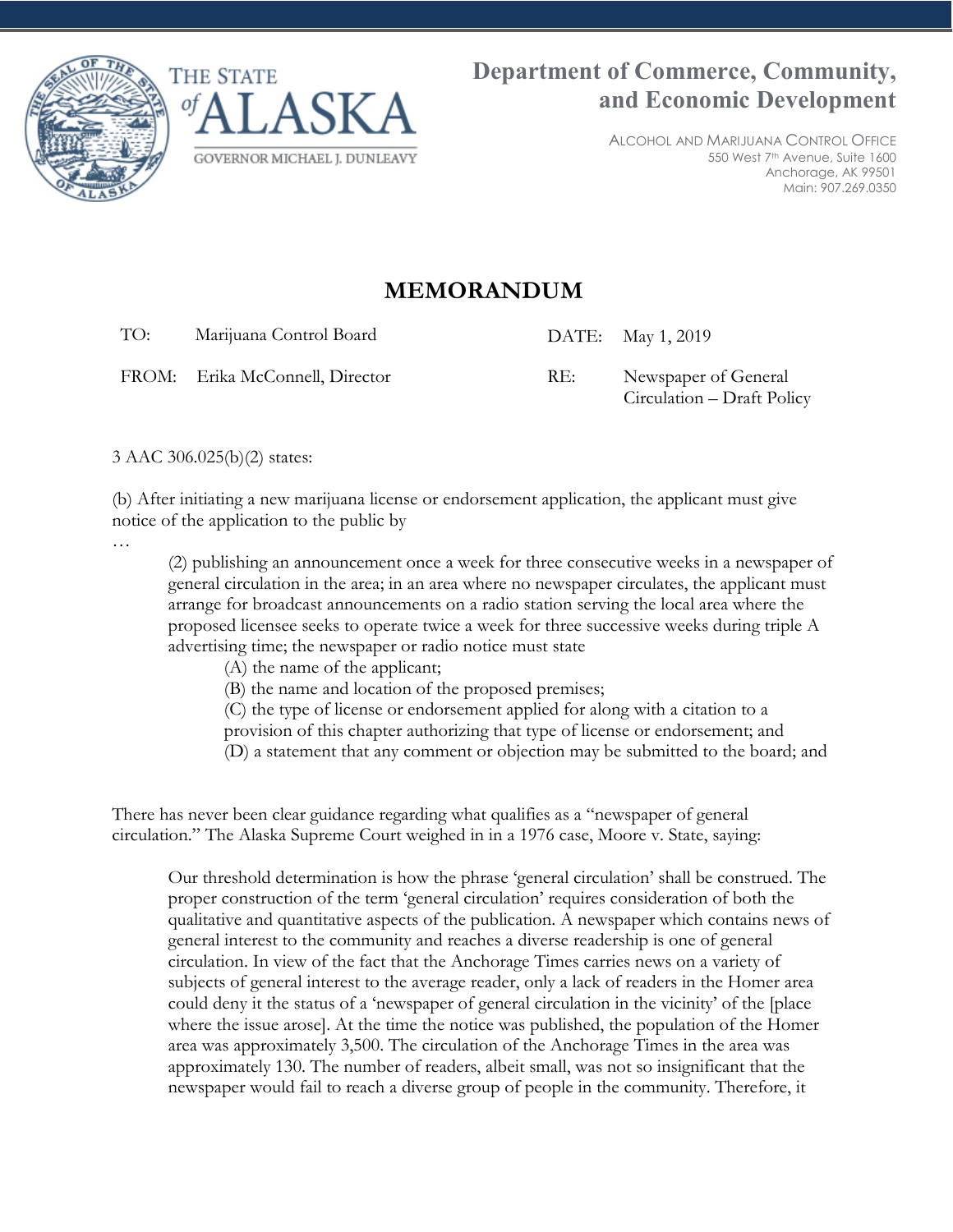THE STATE *of* ALASKA

GOVERNOR MICHAEL J. DUNLEAVY

**Department of Commerce, Community, and Economic Development**

ALCOHOL AND MARIJUANA CONTROL OFFICE
550 West 7th Avenue, Suite 1600
Anchorage, AK 99501
Main: 907.269.0350

# MEMORANDUM

| | | | |
|---|---|---|---|
| TO: | Marijuana Control Board | DATE: | May 1, 2019 |
| FROM: | Erika McConnell, Director | RE: | Newspaper of General Circulation – Draft Policy |

3 AAC 306.025(b)(2) states:

(b) After initiating a new marijuana license or endorsement application, the applicant must give notice of the application to the public by

…

> (2) publishing an announcement once a week for three consecutive weeks in a newspaper of general circulation in the area; in an area where no newspaper circulates, the applicant must arrange for broadcast announcements on a radio station serving the local area where the proposed licensee seeks to operate twice a week for three successive weeks during triple A advertising time; the newspaper or radio notice must state
>
> > (A) the name of the applicant;
> > (B) the name and location of the proposed premises;
> > (C) the type of license or endorsement applied for along with a citation to a provision of this chapter authorizing that type of license or endorsement; and
> > (D) a statement that any comment or objection may be submitted to the board; and

There has never been clear guidance regarding what qualifies as a "newspaper of general circulation." The Alaska Supreme Court weighed in in a 1976 case, Moore v. State, saying:

> Our threshold determination is how the phrase 'general circulation' shall be construed. The proper construction of the term 'general circulation' requires consideration of both the qualitative and quantitative aspects of the publication. A newspaper which contains news of general interest to the community and reaches a diverse readership is one of general circulation. In view of the fact that the Anchorage Times carries news on a variety of subjects of general interest to the average reader, only a lack of readers in the Homer area could deny it the status of a 'newspaper of general circulation in the vicinity' of the [place where the issue arose]. At the time the notice was published, the population of the Homer area was approximately 3,500. The circulation of the Anchorage Times in the area was approximately 130. The number of readers, albeit small, was not so insignificant that the newspaper would fail to reach a diverse group of people in the community. Therefore, it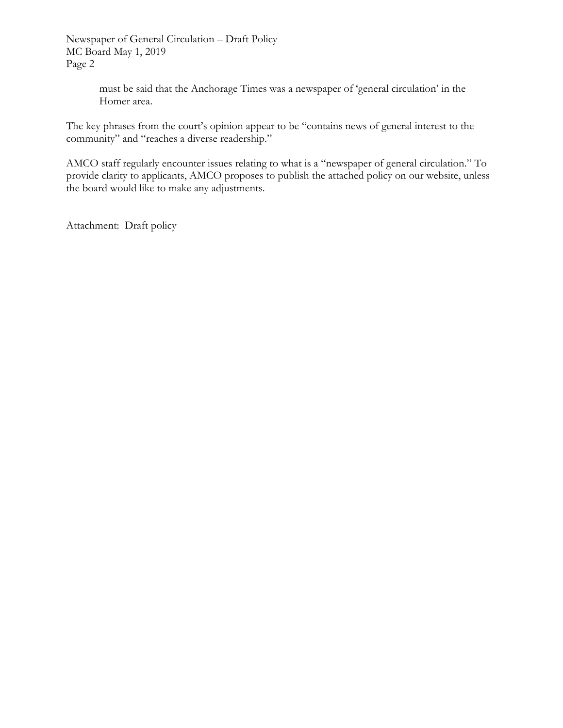> must be said that the Anchorage Times was a newspaper of 'general circulation' in the Homer area.

The key phrases from the court's opinion appear to be "contains news of general interest to the community" and "reaches a diverse readership."

AMCO staff regularly encounter issues relating to what is a "newspaper of general circulation." To provide clarity to applicants, AMCO proposes to publish the attached policy on our website, unless the board would like to make any adjustments.

Attachment: Draft policy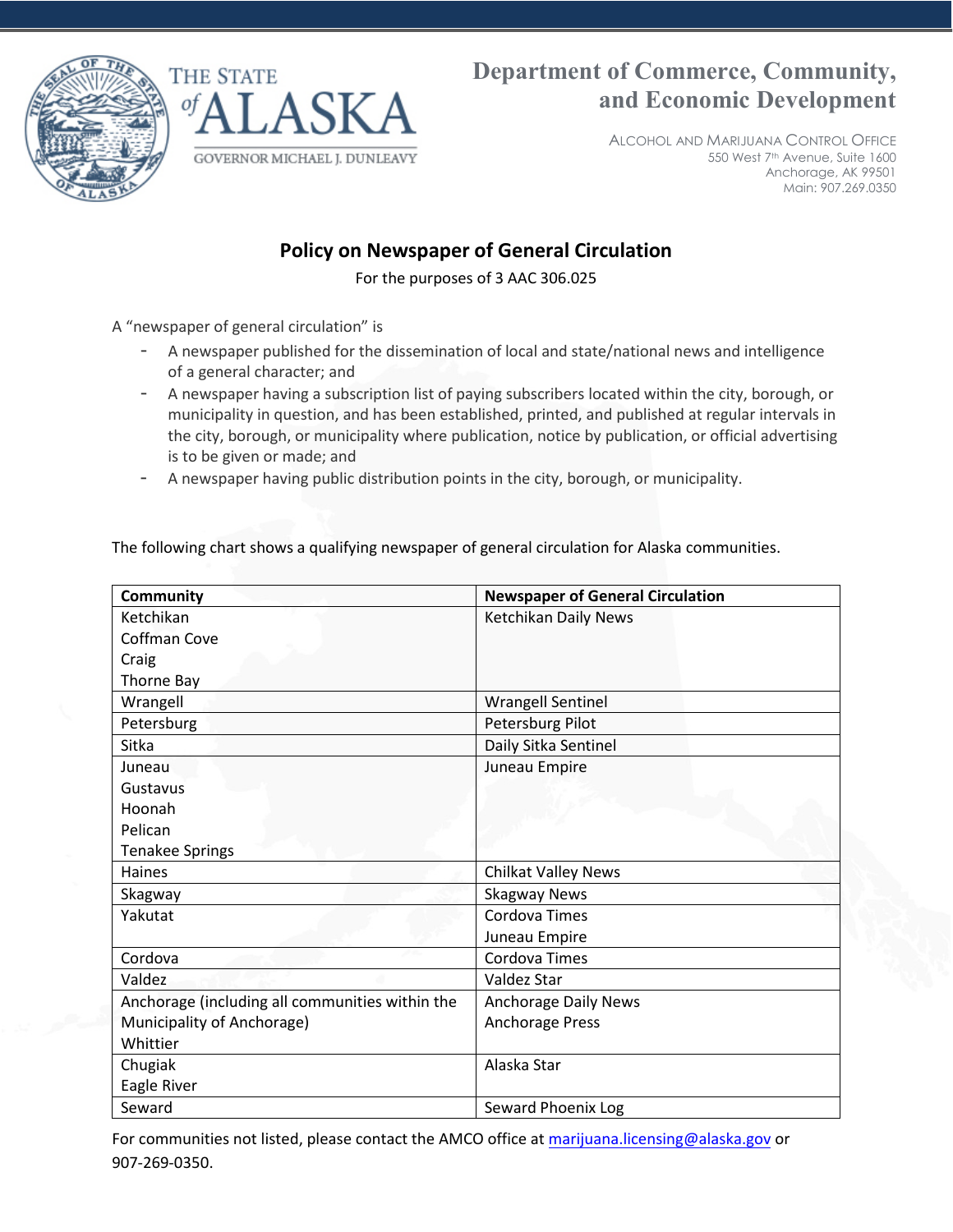THE STATE *of* ALASKA

GOVERNOR MICHAEL J. DUNLEAVY

# Department of Commerce, Community, and Economic Development

ALCOHOL AND MARIJUANA CONTROL OFFICE
550 West 7th Avenue, Suite 1600
Anchorage, AK 99501
Main: 907.269.0350

## Policy on Newspaper of General Circulation

For the purposes of 3 AAC 306.025

A "newspaper of general circulation" is

- A newspaper published for the dissemination of local and state/national news and intelligence of a general character; and
- A newspaper having a subscription list of paying subscribers located within the city, borough, or municipality in question, and has been established, printed, and published at regular intervals in the city, borough, or municipality where publication, notice by publication, or official advertising is to be given or made; and
- A newspaper having public distribution points in the city, borough, or municipality.

The following chart shows a qualifying newspaper of general circulation for Alaska communities.

| Community | Newspaper of General Circulation |
|---|---|
| Ketchikan<br>Coffman Cove<br>Craig<br>Thorne Bay | Ketchikan Daily News |
| Wrangell | Wrangell Sentinel |
| Petersburg | Petersburg Pilot |
| Sitka | Daily Sitka Sentinel |
| Juneau<br>Gustavus<br>Hoonah<br>Pelican<br>Tenakee Springs | Juneau Empire |
| Haines | Chilkat Valley News |
| Skagway | Skagway News |
| Yakutat | Cordova Times<br>Juneau Empire |
| Cordova | Cordova Times |
| Valdez | Valdez Star |
| Anchorage (including all communities within the Municipality of Anchorage)<br>Whittier | Anchorage Daily News<br>Anchorage Press |
| Chugiak<br>Eagle River | Alaska Star |
| Seward | Seward Phoenix Log |

For communities not listed, please contact the AMCO office at marijuana.licensing@alaska.gov or 907-269-0350.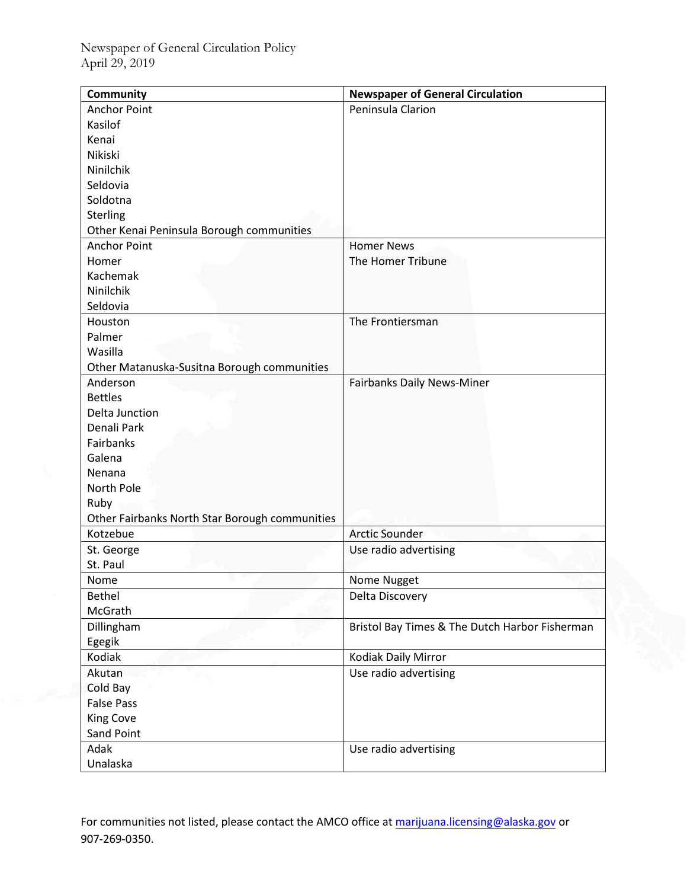| Community | Newspaper of General Circulation |
|---|---|
| Anchor Point<br>Kasilof<br>Kenai<br>Nikiski<br>Ninilchik<br>Seldovia<br>Soldotna<br>Sterling<br>Other Kenai Peninsula Borough communities | Peninsula Clarion |
| Anchor Point<br>Homer<br>Kachemak<br>Ninilchik<br>Seldovia | Homer News<br>The Homer Tribune |
| Houston<br>Palmer<br>Wasilla<br>Other Matanuska-Susitna Borough communities | The Frontiersman |
| Anderson<br>Bettles<br>Delta Junction<br>Denali Park<br>Fairbanks<br>Galena<br>Nenana<br>North Pole<br>Ruby<br>Other Fairbanks North Star Borough communities | Fairbanks Daily News-Miner |
| Kotzebue | Arctic Sounder |
| St. George<br>St. Paul | Use radio advertising |
| Nome | Nome Nugget |
| Bethel<br>McGrath | Delta Discovery |
| Dillingham<br>Egegik | Bristol Bay Times & The Dutch Harbor Fisherman |
| Kodiak | Kodiak Daily Mirror |
| Akutan<br>Cold Bay<br>False Pass<br>King Cove<br>Sand Point | Use radio advertising |
| Adak<br>Unalaska | Use radio advertising |

For communities not listed, please contact the AMCO office at marijuana.licensing@alaska.gov or 907-269-0350.